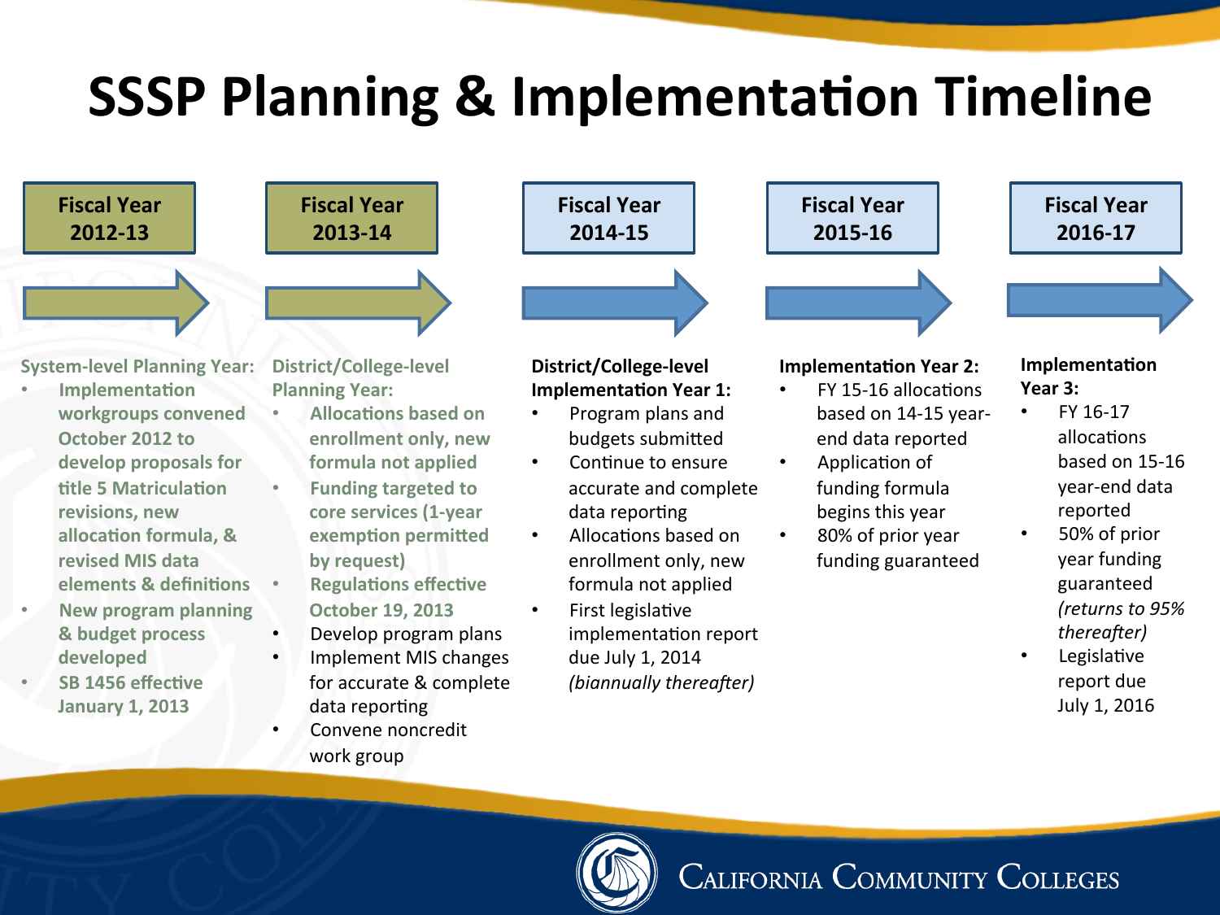# SSSP Planning & Implementation Timeline

## Fiscal Year 2012-13

System-level Planning Year:

- Implementation workgroups convened October 2012 to develop proposals for title 5 Matriculation revisions, new allocation formula, & revised MIS data elements & definitions
- New program planning & budget process developed
- SB 1456 effective January 1, 2013

## Fiscal Year 2013-14

District/College-level Planning Year:

- Allocations based on enrollment only, new formula not applied
- Funding targeted to core services (1-year exemption permitted by request)
- Regulations effective October 19, 2013
- Develop program plans
- Implement MIS changes for accurate & complete data reporting
- Convene noncredit work group

## Fiscal Year 2014-15

**District/College-level Implementation Year 1:**

- Program plans and budgets submitted
- Continue to ensure accurate and complete data reporting
- Allocations based on enrollment only, new formula not applied
- First legislative implementation report due July 1, 2014 *(biannually thereafter)*

## Fiscal Year 2015-16

**Implementation Year 2:**

- FY 15-16 allocations based on 14-15 year-end data reported
- Application of funding formula begins this year
- 80% of prior year funding guaranteed

## Fiscal Year 2016-17

**Implementation Year 3:**

- FY 16-17 allocations based on 15-16 year-end data reported
- 50% of prior year funding guaranteed *(returns to 95% thereafter)*
- Legislative report due July 1, 2016

California Community Colleges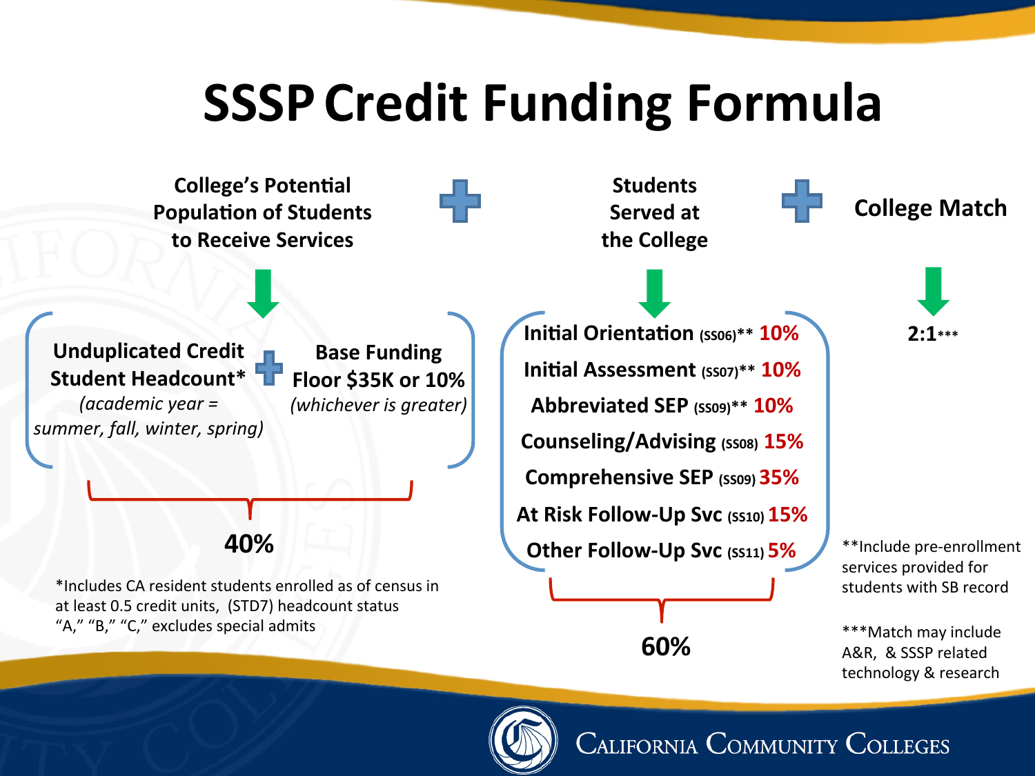# SSSP Credit Funding Formula

**College's Potential Population of Students to Receive Services** + **Students Served at the College** + **College Match**

## College's Potential Population of Students to Receive Services

**Unduplicated Credit Student Headcount*** *(academic year = summer, fall, winter, spring)* + **Base Funding Floor $35K or 10%** *(whichever is greater)*

**40%**

*Includes CA resident students enrolled as of census in at least 0.5 credit units, (STD7) headcount status "A," "B," "C," excludes special admits

## Students Served at the College

- **Initial Orientation** (SS06)** **10%**
- **Initial Assessment** (SS07)** **10%**
- **Abbreviated SEP** (SS09)** **10%**
- **Counseling/Advising** (SS08) **15%**
- **Comprehensive SEP** (SS09) **35%**
- **At Risk Follow-Up Svc** (SS10) **15%**
- **Other Follow-Up Svc** (SS11) **5%**

**60%**

## College Match

**2:1*****

**Include pre-enrollment services provided for students with SB record

***Match may include A&R, & SSSP related technology & research

California Community Colleges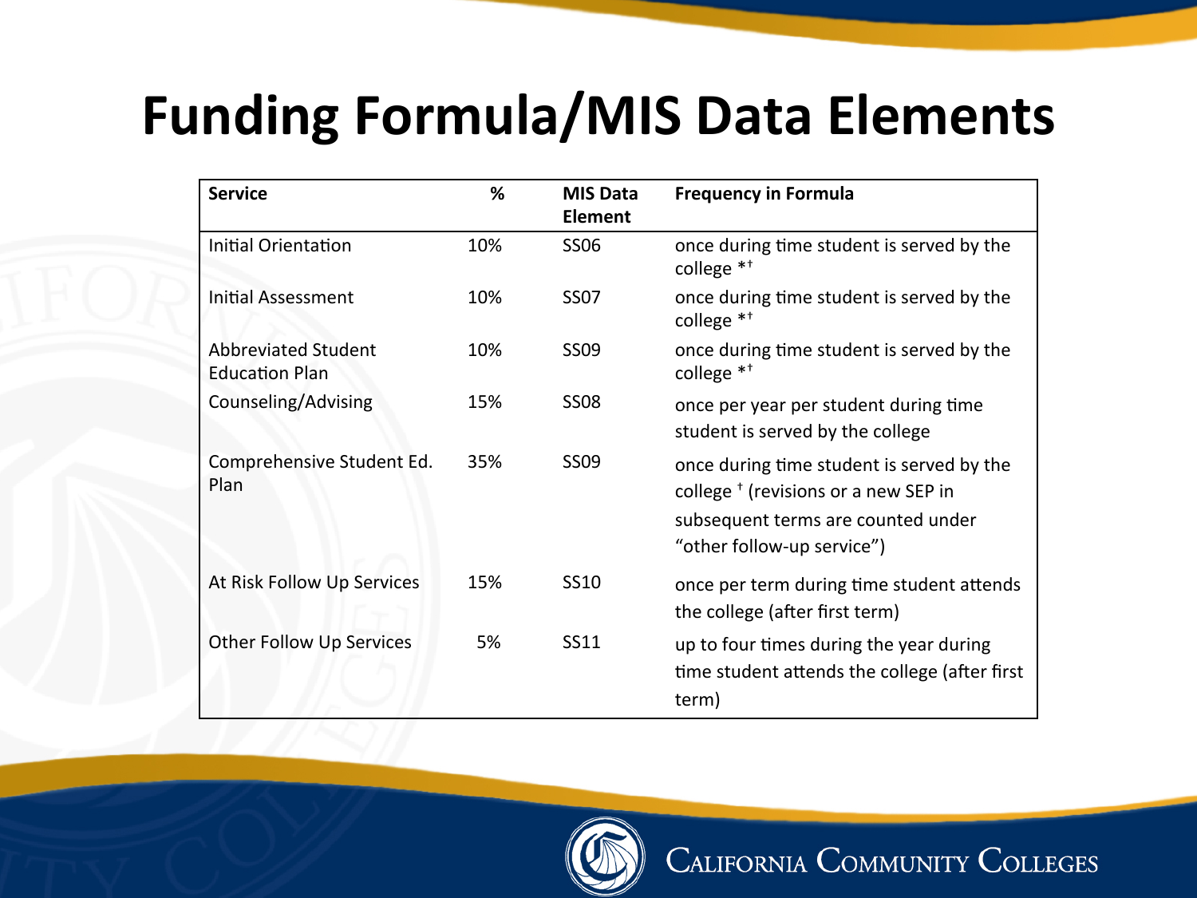# Funding Formula/MIS Data Elements

| Service | % | MIS Data Element | Frequency in Formula |
|---|---|---|---|
| Initial Orientation | 10% | SS06 | once during time student is served by the college *† |
| Initial Assessment | 10% | SS07 | once during time student is served by the college *† |
| Abbreviated Student Education Plan | 10% | SS09 | once during time student is served by the college *† |
| Counseling/Advising | 15% | SS08 | once per year per student during time student is served by the college |
| Comprehensive Student Ed. Plan | 35% | SS09 | once during time student is served by the college † (revisions or a new SEP in subsequent terms are counted under "other follow-up service") |
| At Risk Follow Up Services | 15% | SS10 | once per term during time student attends the college (after first term) |
| Other Follow Up Services | 5% | SS11 | up to four times during the year during time student attends the college (after first term) |

CALIFORNIA COMMUNITY COLLEGES